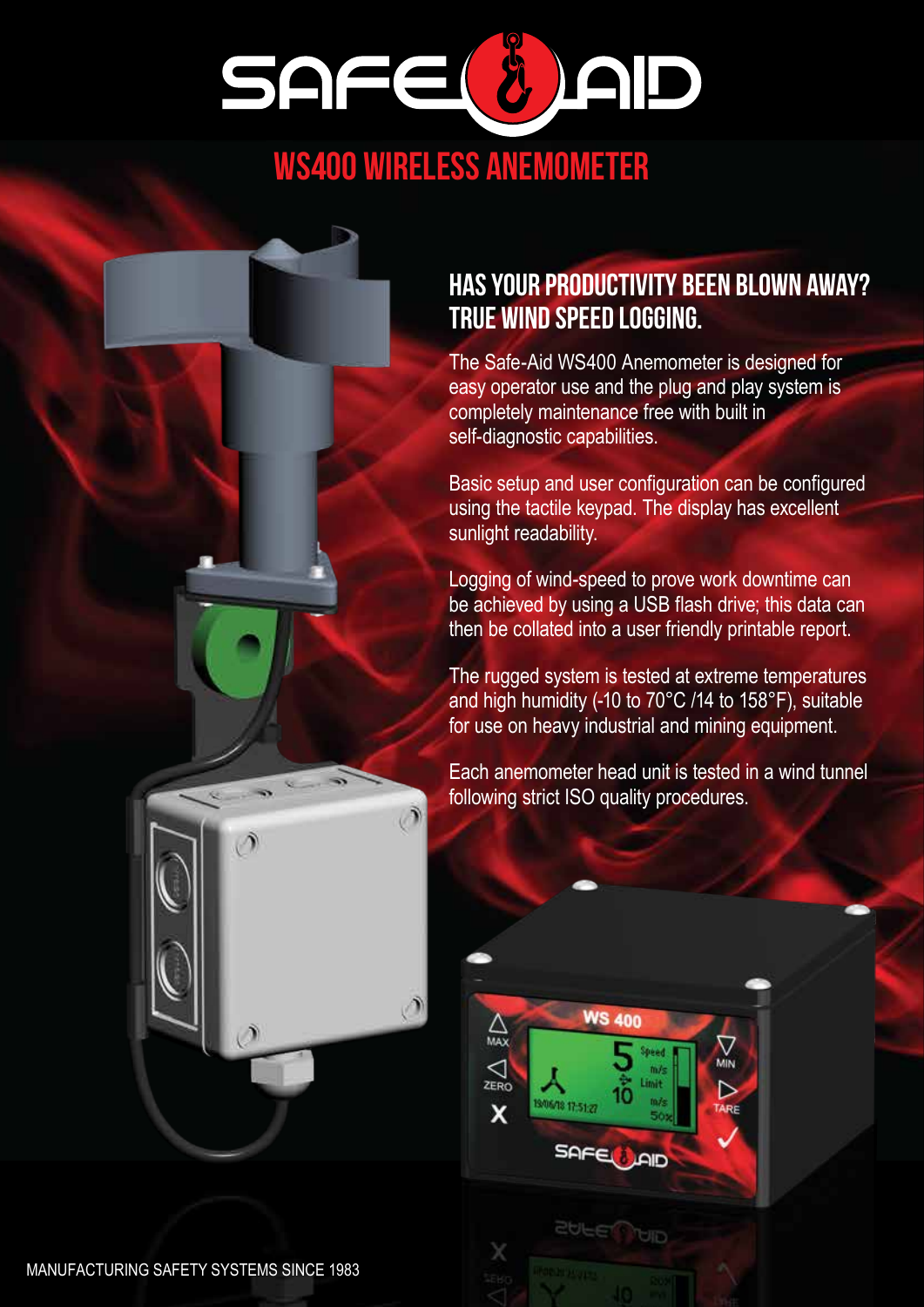# WS400 WIRELESS ANEMOMETER

## HAS YOUR PRODUCTIVITY BEEN BLOWN AWAY? TRUE WIND SPEED LOGGING.

The Safe-Aid WS400 Anemometer is designed for easy operator use and the plug and play system is completely maintenance free with built in self-diagnostic capabilities.

Basic setup and user configuration can be configured using the tactile keypad. The display has excellent sunlight readability.

Logging of wind-speed to prove work downtime can be achieved by using a USB flash drive; this data can then be collated into a user friendly printable report.

The rugged system is tested at extreme temperatures and high humidity (-10 to 70°C /14 to 158°F), suitable for use on heavy industrial and mining equipment.

Each anemometer head unit is tested in a wind tunnel following strict ISO quality procedures.

MANUFACTURING SAFETY SYSTEMS SINCE 1983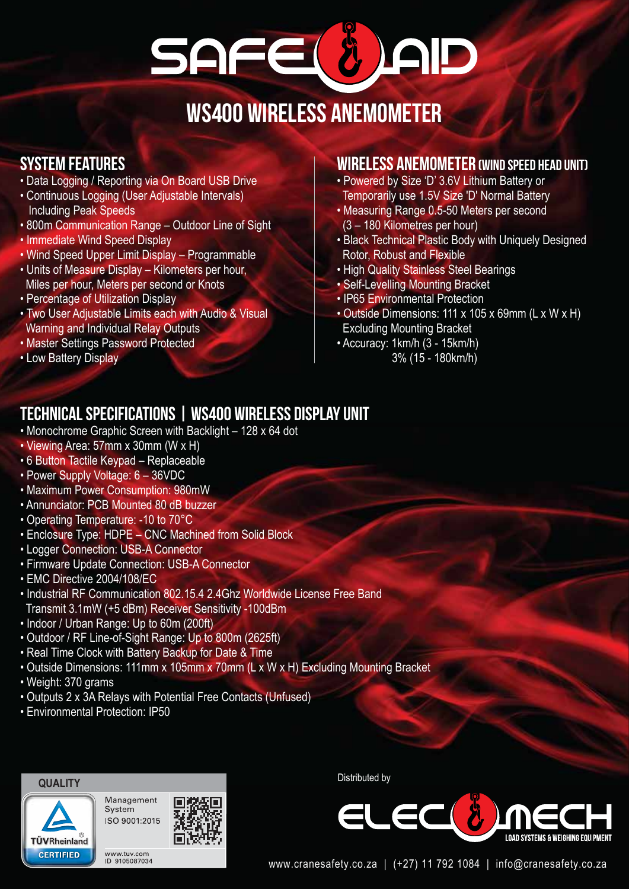# SAFE AID

## WS400 WIRELESS ANEMOMETER

### SYSTEM FEATURES

- Data Logging / Reporting via On Board USB Drive
- Continuous Logging (User Adjustable Intervals) Including Peak Speeds
- 800m Communication Range – Outdoor Line of Sight
- Immediate Wind Speed Display
- Wind Speed Upper Limit Display – Programmable
- Units of Measure Display – Kilometers per hour, Miles per hour, Meters per second or Knots
- Percentage of Utilization Display
- Two User Adjustable Limits each with Audio & Visual Warning and Individual Relay Outputs
- Master Settings Password Protected
- Low Battery Display

### WIRELESS ANEMOMETER (WIND SPEED HEAD UNIT)

- Powered by Size 'D' 3.6V Lithium Battery or Temporarily use 1.5V Size 'D' Normal Battery
- Measuring Range 0.5-50 Meters per second (3 – 180 Kilometres per hour)
- Black Technical Plastic Body with Uniquely Designed Rotor, Robust and Flexible
- High Quality Stainless Steel Bearings
- Self-Levelling Mounting Bracket
- IP65 Environmental Protection
- Outside Dimensions: 111 x 105 x 69mm (L x W x H) Excluding Mounting Bracket
- Accuracy: 1km/h (3 - 15km/h)
  3% (15 - 180km/h)

### TECHNICAL SPECIFICATIONS | WS400 WIRELESS DISPLAY UNIT

- Monochrome Graphic Screen with Backlight – 128 x 64 dot
- Viewing Area: 57mm x 30mm (W x H)
- 6 Button Tactile Keypad – Replaceable
- Power Supply Voltage: 6 – 36VDC
- Maximum Power Consumption: 980mW
- Annunciator: PCB Mounted 80 dB buzzer
- Operating Temperature: -10 to 70°C
- Enclosure Type: HDPE – CNC Machined from Solid Block
- Logger Connection: USB-A Connector
- Firmware Update Connection: USB-A Connector
- EMC Directive 2004/108/EC
- Industrial RF Communication 802.15.4 2.4Ghz Worldwide License Free Band Transmit 3.1mW (+5 dBm) Receiver Sensitivity -100dBm
- Indoor / Urban Range: Up to 60m (200ft)
- Outdoor / RF Line-of-Sight Range: Up to 800m (2625ft)
- Real Time Clock with Battery Backup for Date & Time
- Outside Dimensions: 111mm x 105mm x 70mm (L x W x H) Excluding Mounting Bracket
- Weight: 370 grams
- Outputs 2 x 3A Relays with Potential Free Contacts (Unfused)
- Environmental Protection: IP50

QUALITY

TÜVRheinland CERTIFIED

Management System
ISO 9001:2015

www.tuv.com
ID 9105087034

Distributed by

ELEC MECH
LOAD SYSTEMS & WEIGHING EQUIPMENT

www.cranesafety.co.za | (+27) 11 792 1084 | info@cranesafety.co.za